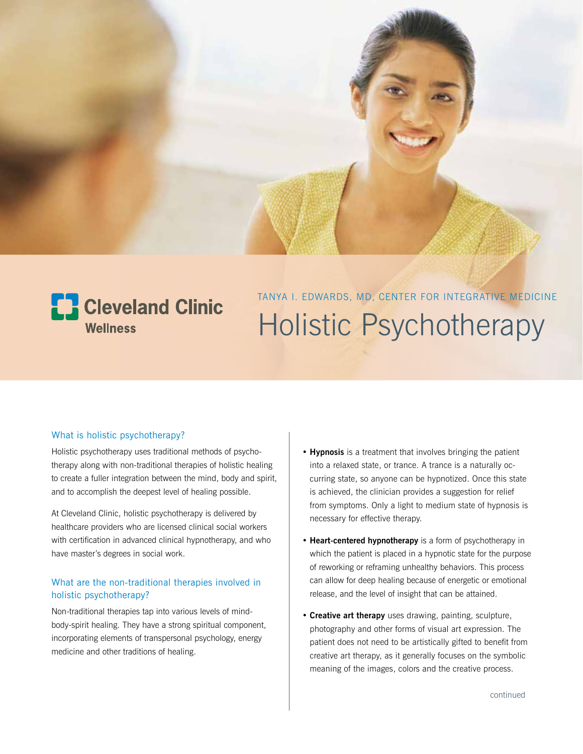Cleveland Clinic Wellness

TANYA I. EDWARDS, MD, CENTER FOR INTEGRATIVE MEDICINE

# Holistic Psychotherapy

## What is holistic psychotherapy?

Holistic psychotherapy uses traditional methods of psychotherapy along with non-traditional therapies of holistic healing to create a fuller integration between the mind, body and spirit, and to accomplish the deepest level of healing possible.

At Cleveland Clinic, holistic psychotherapy is delivered by healthcare providers who are licensed clinical social workers with certification in advanced clinical hypnotherapy, and who have master's degrees in social work.

## What are the non-traditional therapies involved in holistic psychotherapy?

Non-traditional therapies tap into various levels of mind-body-spirit healing. They have a strong spiritual component, incorporating elements of transpersonal psychology, energy medicine and other traditions of healing.

- **Hypnosis** is a treatment that involves bringing the patient into a relaxed state, or trance. A trance is a naturally occurring state, so anyone can be hypnotized. Once this state is achieved, the clinician provides a suggestion for relief from symptoms. Only a light to medium state of hypnosis is necessary for effective therapy.

- **Heart-centered hypnotherapy** is a form of psychotherapy in which the patient is placed in a hypnotic state for the purpose of reworking or reframing unhealthy behaviors. This process can allow for deep healing because of energetic or emotional release, and the level of insight that can be attained.

- **Creative art therapy** uses drawing, painting, sculpture, photography and other forms of visual art expression. The patient does not need to be artistically gifted to benefit from creative art therapy, as it generally focuses on the symbolic meaning of the images, colors and the creative process.

continued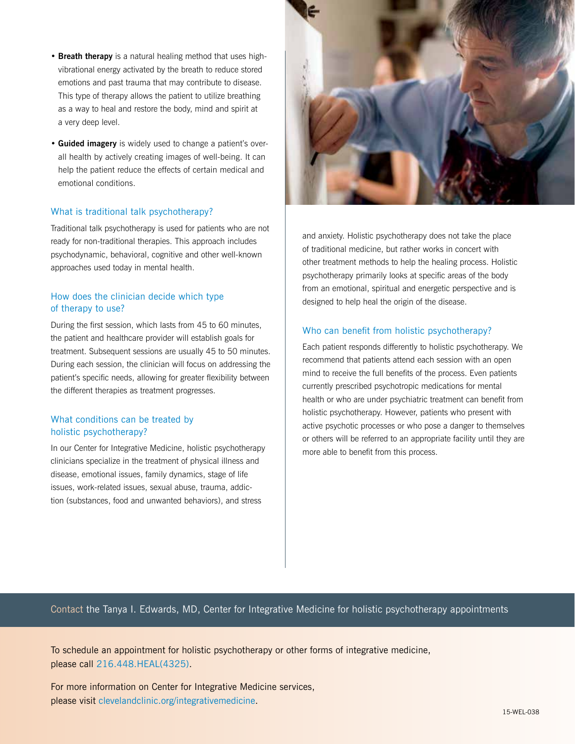- **Breath therapy** is a natural healing method that uses high-vibrational energy activated by the breath to reduce stored emotions and past trauma that may contribute to disease. This type of therapy allows the patient to utilize breathing as a way to heal and restore the body, mind and spirit at a very deep level.
- **Guided imagery** is widely used to change a patient's overall health by actively creating images of well-being. It can help the patient reduce the effects of certain medical and emotional conditions.

## What is traditional talk psychotherapy?

Traditional talk psychotherapy is used for patients who are not ready for non-traditional therapies. This approach includes psychodynamic, behavioral, cognitive and other well-known approaches used today in mental health.

## How does the clinician decide which type of therapy to use?

During the first session, which lasts from 45 to 60 minutes, the patient and healthcare provider will establish goals for treatment. Subsequent sessions are usually 45 to 50 minutes. During each session, the clinician will focus on addressing the patient's specific needs, allowing for greater flexibility between the different therapies as treatment progresses.

## What conditions can be treated by holistic psychotherapy?

In our Center for Integrative Medicine, holistic psychotherapy clinicians specialize in the treatment of physical illness and disease, emotional issues, family dynamics, stage of life issues, work-related issues, sexual abuse, trauma, addiction (substances, food and unwanted behaviors), and stress and anxiety. Holistic psychotherapy does not take the place of traditional medicine, but rather works in concert with other treatment methods to help the healing process. Holistic psychotherapy primarily looks at specific areas of the body from an emotional, spiritual and energetic perspective and is designed to help heal the origin of the disease.

## Who can benefit from holistic psychotherapy?

Each patient responds differently to holistic psychotherapy. We recommend that patients attend each session with an open mind to receive the full benefits of the process. Even patients currently prescribed psychotropic medications for mental health or who are under psychiatric treatment can benefit from holistic psychotherapy. However, patients who present with active psychotic processes or who pose a danger to themselves or others will be referred to an appropriate facility until they are more able to benefit from this process.

## Contact the Tanya I. Edwards, MD, Center for Integrative Medicine for holistic psychotherapy appointments

To schedule an appointment for holistic psychotherapy or other forms of integrative medicine, please call 216.448.HEAL(4325).

For more information on Center for Integrative Medicine services, please visit clevelandclinic.org/integrativemedicine.

15-WEL-038